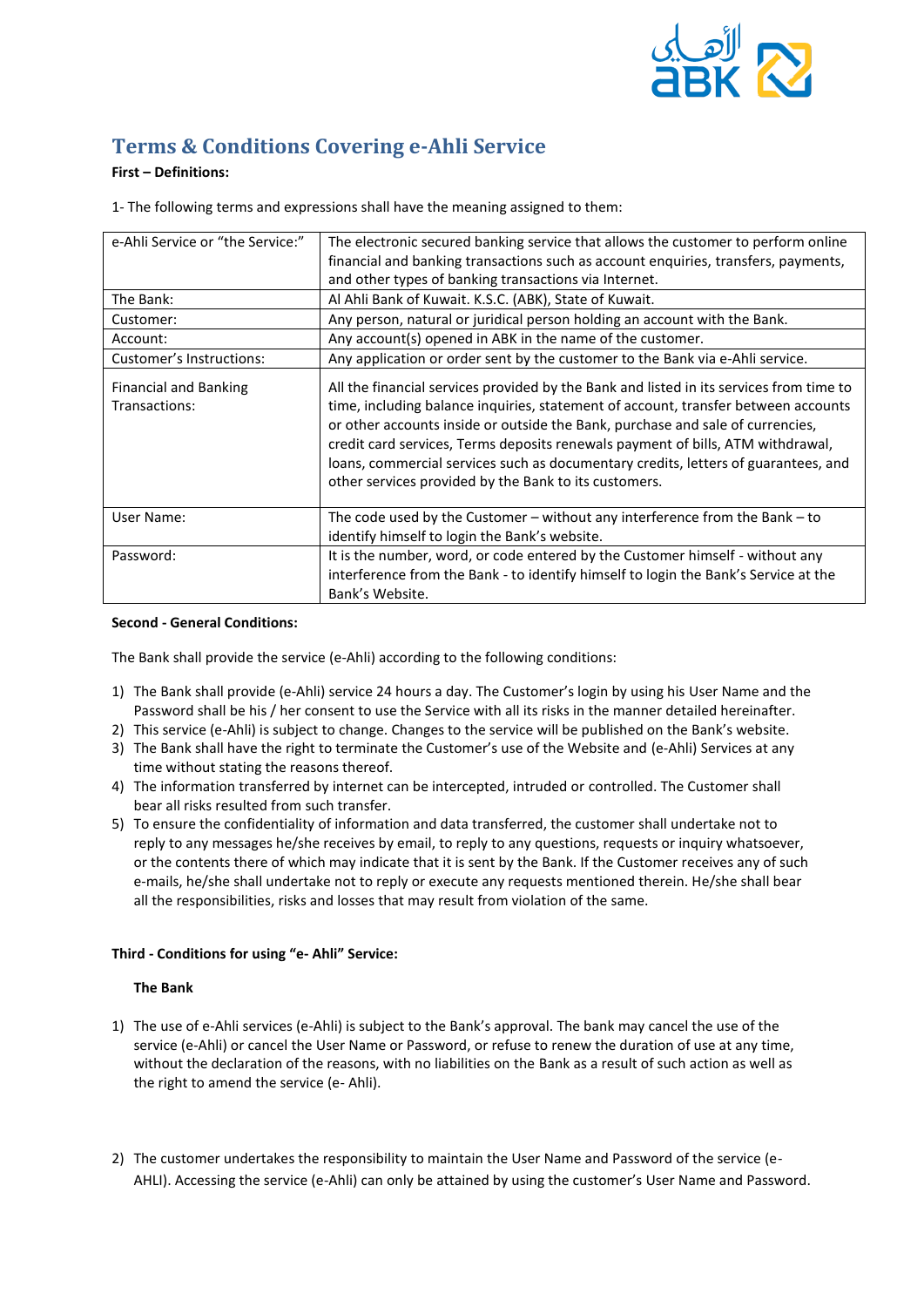# Terms & Conditions Covering e-Ahli Service

**First – Definitions:**

1- The following terms and expressions shall have the meaning assigned to them:

| | |
|---|---|
| e-Ahli Service or "the Service:" | The electronic secured banking service that allows the customer to perform online financial and banking transactions such as account enquiries, transfers, payments, and other types of banking transactions via Internet. |
| The Bank: | Al Ahli Bank of Kuwait. K.S.C. (ABK), State of Kuwait. |
| Customer: | Any person, natural or juridical person holding an account with the Bank. |
| Account: | Any account(s) opened in ABK in the name of the customer. |
| Customer's Instructions: | Any application or order sent by the customer to the Bank via e-Ahli service. |
| Financial and Banking Transactions: | All the financial services provided by the Bank and listed in its services from time to time, including balance inquiries, statement of account, transfer between accounts or other accounts inside or outside the Bank, purchase and sale of currencies, credit card services, Terms deposits renewals payment of bills, ATM withdrawal, loans, commercial services such as documentary credits, letters of guarantees, and other services provided by the Bank to its customers. |
| User Name: | The code used by the Customer – without any interference from the Bank – to identify himself to login the Bank's website. |
| Password: | It is the number, word, or code entered by the Customer himself - without any interference from the Bank - to identify himself to login the Bank's Service at the Bank's Website. |

**Second - General Conditions:**

The Bank shall provide the service (e-Ahli) according to the following conditions:

1) The Bank shall provide (e-Ahli) service 24 hours a day. The Customer's login by using his User Name and the Password shall be his / her consent to use the Service with all its risks in the manner detailed hereinafter.
2) This service (e-Ahli) is subject to change. Changes to the service will be published on the Bank's website.
3) The Bank shall have the right to terminate the Customer's use of the Website and (e-Ahli) Services at any time without stating the reasons thereof.
4) The information transferred by internet can be intercepted, intruded or controlled. The Customer shall bear all risks resulted from such transfer.
5) To ensure the confidentiality of information and data transferred, the customer shall undertake not to reply to any messages he/she receives by email, to reply to any questions, requests or inquiry whatsoever, or the contents there of which may indicate that it is sent by the Bank. If the Customer receives any of such e-mails, he/she shall undertake not to reply or execute any requests mentioned therein. He/she shall bear all the responsibilities, risks and losses that may result from violation of the same.

**Third - Conditions for using "e- Ahli" Service:**

**The Bank**

1) The use of e-Ahli services (e-Ahli) is subject to the Bank's approval. The bank may cancel the use of the service (e-Ahli) or cancel the User Name or Password, or refuse to renew the duration of use at any time, without the declaration of the reasons, with no liabilities on the Bank as a result of such action as well as the right to amend the service (e- Ahli).

2) The customer undertakes the responsibility to maintain the User Name and Password of the service (e-AHLI). Accessing the service (e-Ahli) can only be attained by using the customer's User Name and Password.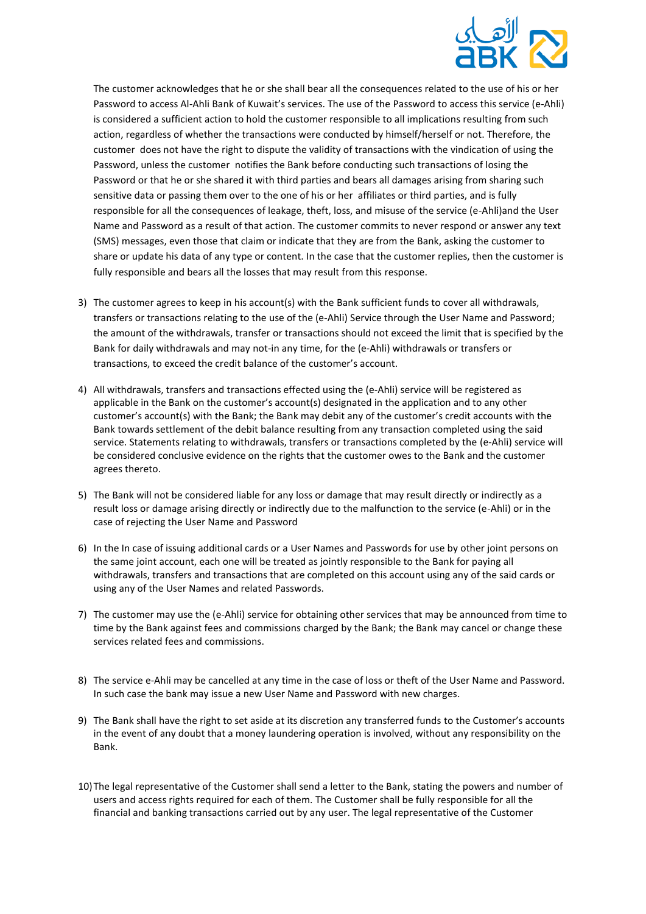The customer acknowledges that he or she shall bear all the consequences related to the use of his or her Password to access Al-Ahli Bank of Kuwait's services. The use of the Password to access this service (e-Ahli) is considered a sufficient action to hold the customer responsible to all implications resulting from such action, regardless of whether the transactions were conducted by himself/herself or not. Therefore, the customer does not have the right to dispute the validity of transactions with the vindication of using the Password, unless the customer notifies the Bank before conducting such transactions of losing the Password or that he or she shared it with third parties and bears all damages arising from sharing such sensitive data or passing them over to the one of his or her affiliates or third parties, and is fully responsible for all the consequences of leakage, theft, loss, and misuse of the service (e-Ahli)and the User Name and Password as a result of that action. The customer commits to never respond or answer any text (SMS) messages, even those that claim or indicate that they are from the Bank, asking the customer to share or update his data of any type or content. In the case that the customer replies, then the customer is fully responsible and bears all the losses that may result from this response.

3) The customer agrees to keep in his account(s) with the Bank sufficient funds to cover all withdrawals, transfers or transactions relating to the use of the (e-Ahli) Service through the User Name and Password; the amount of the withdrawals, transfer or transactions should not exceed the limit that is specified by the Bank for daily withdrawals and may not-in any time, for the (e-Ahli) withdrawals or transfers or transactions, to exceed the credit balance of the customer's account.

4) All withdrawals, transfers and transactions effected using the (e-Ahli) service will be registered as applicable in the Bank on the customer's account(s) designated in the application and to any other customer's account(s) with the Bank; the Bank may debit any of the customer's credit accounts with the Bank towards settlement of the debit balance resulting from any transaction completed using the said service. Statements relating to withdrawals, transfers or transactions completed by the (e-Ahli) service will be considered conclusive evidence on the rights that the customer owes to the Bank and the customer agrees thereto.

5) The Bank will not be considered liable for any loss or damage that may result directly or indirectly as a result loss or damage arising directly or indirectly due to the malfunction to the service (e-Ahli) or in the case of rejecting the User Name and Password

6) In the In case of issuing additional cards or a User Names and Passwords for use by other joint persons on the same joint account, each one will be treated as jointly responsible to the Bank for paying all withdrawals, transfers and transactions that are completed on this account using any of the said cards or using any of the User Names and related Passwords.

7) The customer may use the (e-Ahli) service for obtaining other services that may be announced from time to time by the Bank against fees and commissions charged by the Bank; the Bank may cancel or change these services related fees and commissions.

8) The service e-Ahli may be cancelled at any time in the case of loss or theft of the User Name and Password. In such case the bank may issue a new User Name and Password with new charges.

9) The Bank shall have the right to set aside at its discretion any transferred funds to the Customer's accounts in the event of any doubt that a money laundering operation is involved, without any responsibility on the Bank.

10) The legal representative of the Customer shall send a letter to the Bank, stating the powers and number of users and access rights required for each of them. The Customer shall be fully responsible for all the financial and banking transactions carried out by any user. The legal representative of the Customer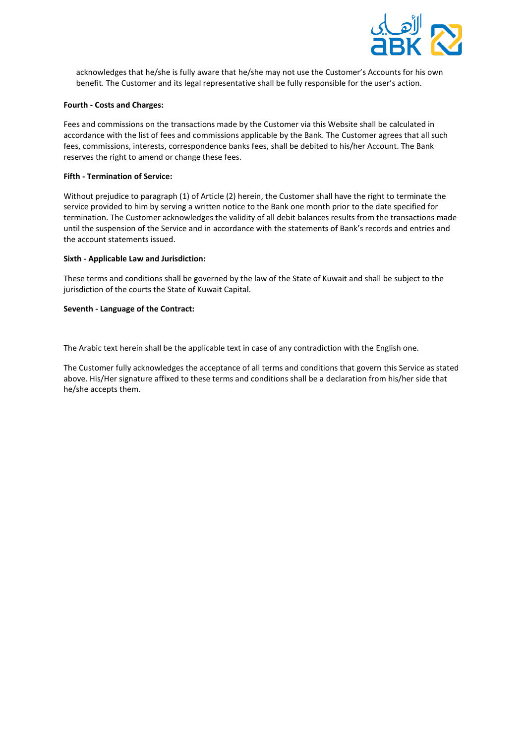acknowledges that he/she is fully aware that he/she may not use the Customer's Accounts for his own benefit. The Customer and its legal representative shall be fully responsible for the user's action.

**Fourth - Costs and Charges:**

Fees and commissions on the transactions made by the Customer via this Website shall be calculated in accordance with the list of fees and commissions applicable by the Bank. The Customer agrees that all such fees, commissions, interests, correspondence banks fees, shall be debited to his/her Account. The Bank reserves the right to amend or change these fees.

**Fifth - Termination of Service:**

Without prejudice to paragraph (1) of Article (2) herein, the Customer shall have the right to terminate the service provided to him by serving a written notice to the Bank one month prior to the date specified for termination. The Customer acknowledges the validity of all debit balances results from the transactions made until the suspension of the Service and in accordance with the statements of Bank's records and entries and the account statements issued.

**Sixth - Applicable Law and Jurisdiction:**

These terms and conditions shall be governed by the law of the State of Kuwait and shall be subject to the jurisdiction of the courts the State of Kuwait Capital.

**Seventh - Language of the Contract:**

The Arabic text herein shall be the applicable text in case of any contradiction with the English one.

The Customer fully acknowledges the acceptance of all terms and conditions that govern this Service as stated above. His/Her signature affixed to these terms and conditions shall be a declaration from his/her side that he/she accepts them.